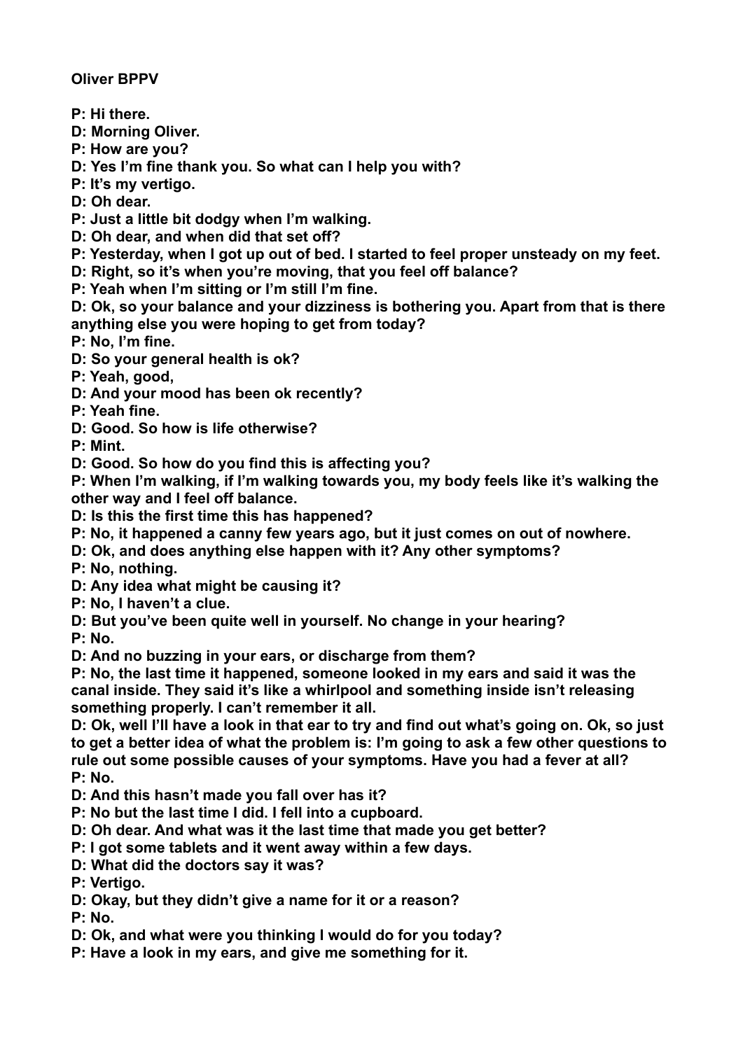**Oliver BPPV**

**P: Hi there.**

**D: Morning Oliver.**

**P: How are you?**

**D: Yes I'm fine thank you. So what can I help you with?**

**P: It's my vertigo.**

**D: Oh dear.**

**P: Just a little bit dodgy when I'm walking.**

**D: Oh dear, and when did that set off?**

**P: Yesterday, when I got up out of bed. I started to feel proper unsteady on my feet.**

**D: Right, so it's when you're moving, that you feel off balance?**

**P: Yeah when I'm sitting or I'm still I'm fine.**

**D: Ok, so your balance and your dizziness is bothering you. Apart from that is there anything else you were hoping to get from today?**

**P: No, I'm fine.**

**D: So your general health is ok?**

**P: Yeah, good,**

**D: And your mood has been ok recently?**

**P: Yeah fine.**

**D: Good. So how is life otherwise?**

**P: Mint.**

**D: Good. So how do you find this is affecting you?**

**P: When I'm walking, if I'm walking towards you, my body feels like it's walking the other way and I feel off balance.**

**D: Is this the first time this has happened?**

**P: No, it happened a canny few years ago, but it just comes on out of nowhere.**

**D: Ok, and does anything else happen with it? Any other symptoms?**

**P: No, nothing.**

**D: Any idea what might be causing it?**

**P: No, I haven't a clue.**

**D: But you've been quite well in yourself. No change in your hearing?**

**P: No.**

**D: And no buzzing in your ears, or discharge from them?**

**P: No, the last time it happened, someone looked in my ears and said it was the canal inside. They said it's like a whirlpool and something inside isn't releasing something properly. I can't remember it all.**

**D: Ok, well I'll have a look in that ear to try and find out what's going on. Ok, so just to get a better idea of what the problem is: I'm going to ask a few other questions to rule out some possible causes of your symptoms. Have you had a fever at all?**

**P: No.**

**D: And this hasn't made you fall over has it?**

**P: No but the last time I did. I fell into a cupboard.**

**D: Oh dear. And what was it the last time that made you get better?**

**P: I got some tablets and it went away within a few days.**

**D: What did the doctors say it was?**

**P: Vertigo.**

**D: Okay, but they didn't give a name for it or a reason?**

**P: No.**

**D: Ok, and what were you thinking I would do for you today?**

**P: Have a look in my ears, and give me something for it.**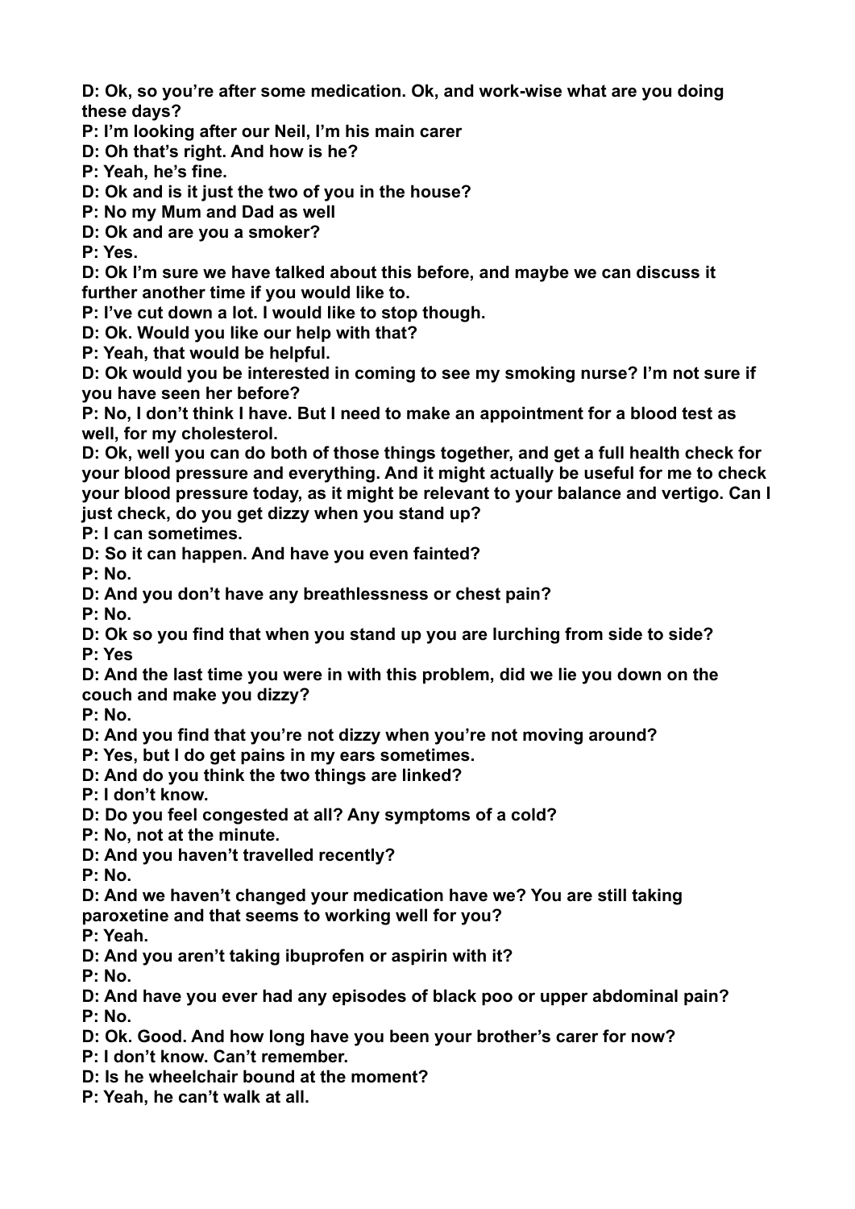**D: Ok, so you're after some medication. Ok, and work-wise what are you doing these days?**

**P: I'm looking after our Neil, I'm his main carer**

**D: Oh that's right. And how is he?**

**P: Yeah, he's fine.**

**D: Ok and is it just the two of you in the house?**

**P: No my Mum and Dad as well**

**D: Ok and are you a smoker?**

**P: Yes.**

**D: Ok I'm sure we have talked about this before, and maybe we can discuss it further another time if you would like to.**

**P: I've cut down a lot. I would like to stop though.**

**D: Ok. Would you like our help with that?**

**P: Yeah, that would be helpful.**

**D: Ok would you be interested in coming to see my smoking nurse? I'm not sure if you have seen her before?**

**P: No, I don't think I have. But I need to make an appointment for a blood test as well, for my cholesterol.**

**D: Ok, well you can do both of those things together, and get a full health check for your blood pressure and everything. And it might actually be useful for me to check your blood pressure today, as it might be relevant to your balance and vertigo. Can I just check, do you get dizzy when you stand up?**

**P: I can sometimes.**

**D: So it can happen. And have you even fainted?**

**P: No.**

**D: And you don't have any breathlessness or chest pain?**

**P: No.**

**D: Ok so you find that when you stand up you are lurching from side to side?**

**P: Yes**

**D: And the last time you were in with this problem, did we lie you down on the couch and make you dizzy?**

**P: No.**

**D: And you find that you're not dizzy when you're not moving around?**

**P: Yes, but I do get pains in my ears sometimes.**

**D: And do you think the two things are linked?**

**P: I don't know.**

**D: Do you feel congested at all? Any symptoms of a cold?**

**P: No, not at the minute.**

**D: And you haven't travelled recently?**

**P: No.**

**D: And we haven't changed your medication have we? You are still taking paroxetine and that seems to working well for you?**

**P: Yeah.**

**D: And you aren't taking ibuprofen or aspirin with it?**

**P: No.**

**D: And have you ever had any episodes of black poo or upper abdominal pain?**

**P: No.**

**D: Ok. Good. And how long have you been your brother's carer for now?**

**P: I don't know. Can't remember.**

**D: Is he wheelchair bound at the moment?**

**P: Yeah, he can't walk at all.**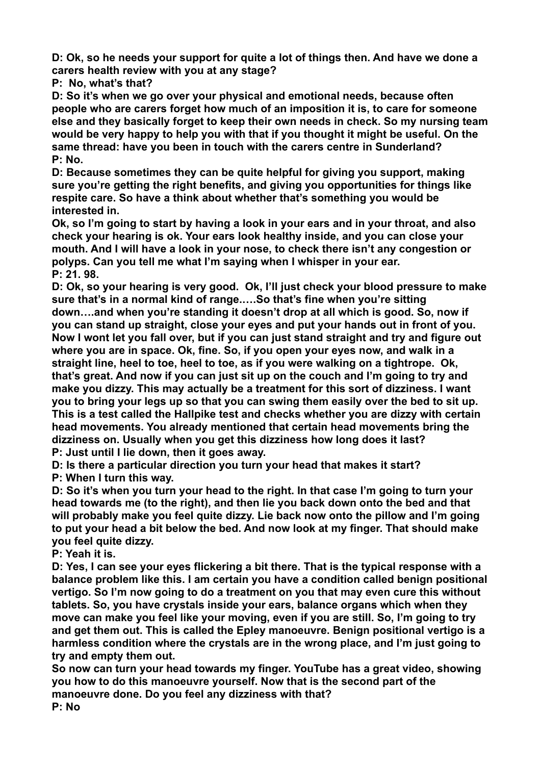**D: Ok, so he needs your support for quite a lot of things then. And have we done a carers health review with you at any stage?**

**P: No, what's that?**

**D: So it's when we go over your physical and emotional needs, because often people who are carers forget how much of an imposition it is, to care for someone else and they basically forget to keep their own needs in check. So my nursing team would be very happy to help you with that if you thought it might be useful. On the same thread: have you been in touch with the carers centre in Sunderland?**

**P: No.**

**D: Because sometimes they can be quite helpful for giving you support, making sure you're getting the right benefits, and giving you opportunities for things like respite care. So have a think about whether that's something you would be interested in.**

**Ok, so I'm going to start by having a look in your ears and in your throat, and also check your hearing is ok. Your ears look healthy inside, and you can close your mouth. And I will have a look in your nose, to check there isn't any congestion or polyps. Can you tell me what I'm saying when I whisper in your ear.**

**P: 21. 98.**

**D: Ok, so your hearing is very good. Ok, I'll just check your blood pressure to make sure that's in a normal kind of range.….So that's fine when you're sitting down….and when you're standing it doesn't drop at all which is good. So, now if you can stand up straight, close your eyes and put your hands out in front of you. Now I wont let you fall over, but if you can just stand straight and try and figure out where you are in space. Ok, fine. So, if you open your eyes now, and walk in a straight line, heel to toe, heel to toe, as if you were walking on a tightrope. Ok, that's great. And now if you can just sit up on the couch and I'm going to try and make you dizzy. This may actually be a treatment for this sort of dizziness. I want you to bring your legs up so that you can swing them easily over the bed to sit up. This is a test called the Hallpike test and checks whether you are dizzy with certain head movements. You already mentioned that certain head movements bring the dizziness on. Usually when you get this dizziness how long does it last?**

**P: Just until I lie down, then it goes away.**

**D: Is there a particular direction you turn your head that makes it start?**

**P: When I turn this way.**

**D: So it's when you turn your head to the right. In that case I'm going to turn your head towards me (to the right), and then lie you back down onto the bed and that will probably make you feel quite dizzy. Lie back now onto the pillow and I'm going to put your head a bit below the bed. And now look at my finger. That should make you feel quite dizzy.**

**P: Yeah it is.**

**D: Yes, I can see your eyes flickering a bit there. That is the typical response with a balance problem like this. I am certain you have a condition called benign positional vertigo. So I'm now going to do a treatment on you that may even cure this without tablets. So, you have crystals inside your ears, balance organs which when they move can make you feel like your moving, even if you are still. So, I'm going to try and get them out. This is called the Epley manoeuvre. Benign positional vertigo is a harmless condition where the crystals are in the wrong place, and I'm just going to try and empty them out.**

**So now can turn your head towards my finger. YouTube has a great video, showing you how to do this manoeuvre yourself. Now that is the second part of the manoeuvre done. Do you feel any dizziness with that?**

**P: No**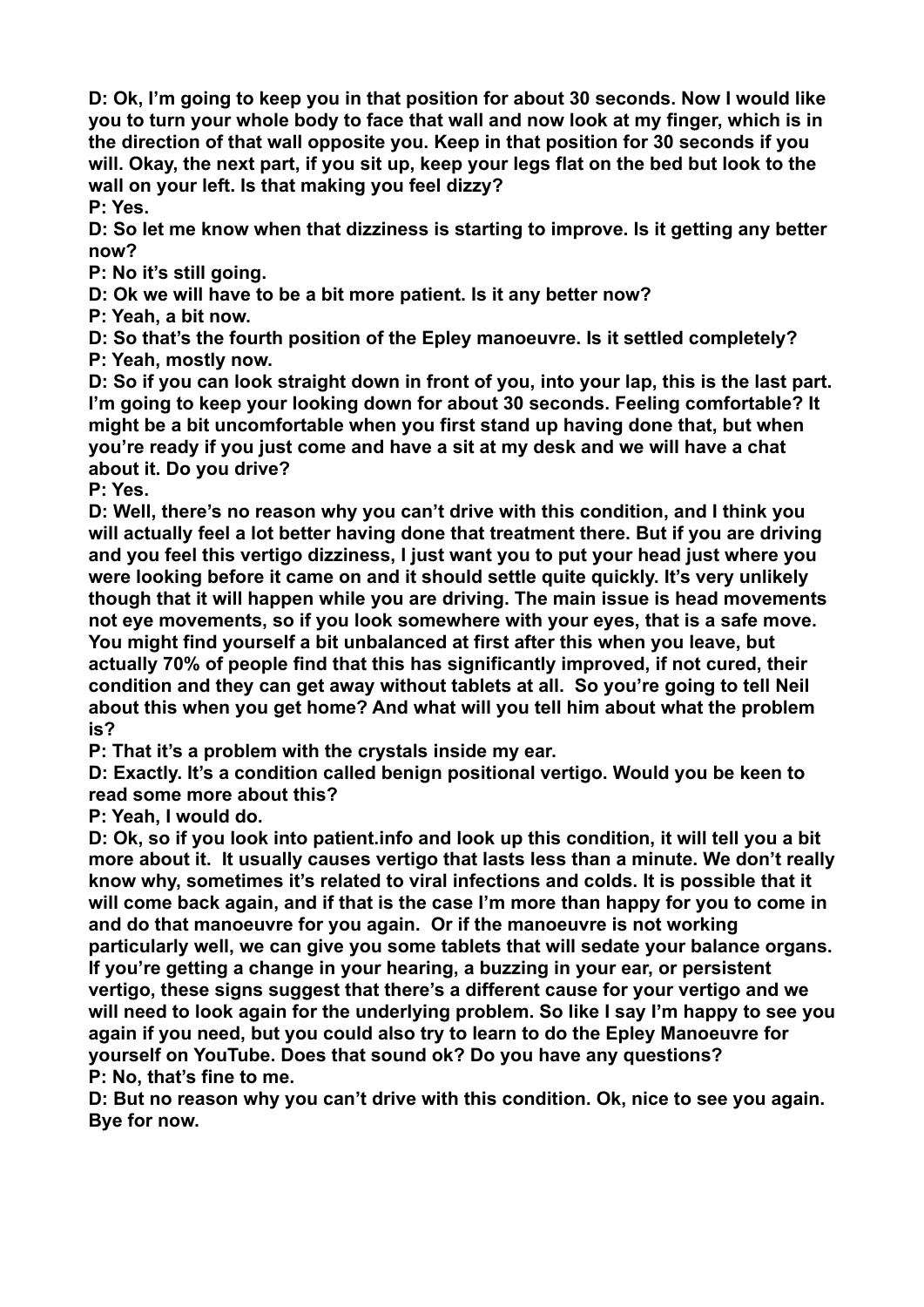**D: Ok, I'm going to keep you in that position for about 30 seconds. Now I would like you to turn your whole body to face that wall and now look at my finger, which is in the direction of that wall opposite you. Keep in that position for 30 seconds if you will. Okay, the next part, if you sit up, keep your legs flat on the bed but look to the wall on your left. Is that making you feel dizzy?**

**P: Yes.**

**D: So let me know when that dizziness is starting to improve. Is it getting any better now?**

**P: No it's still going.**

**D: Ok we will have to be a bit more patient. Is it any better now?**

**P: Yeah, a bit now.**

**D: So that's the fourth position of the Epley manoeuvre. Is it settled completely?**

**P: Yeah, mostly now.**

**D: So if you can look straight down in front of you, into your lap, this is the last part. I'm going to keep your looking down for about 30 seconds. Feeling comfortable? It might be a bit uncomfortable when you first stand up having done that, but when you're ready if you just come and have a sit at my desk and we will have a chat about it. Do you drive?**

**P: Yes.**

**D: Well, there's no reason why you can't drive with this condition, and I think you will actually feel a lot better having done that treatment there. But if you are driving and you feel this vertigo dizziness, I just want you to put your head just where you were looking before it came on and it should settle quite quickly. It's very unlikely though that it will happen while you are driving. The main issue is head movements not eye movements, so if you look somewhere with your eyes, that is a safe move. You might find yourself a bit unbalanced at first after this when you leave, but actually 70% of people find that this has significantly improved, if not cured, their condition and they can get away without tablets at all. So you're going to tell Neil about this when you get home? And what will you tell him about what the problem is?**

**P: That it's a problem with the crystals inside my ear.**

**D: Exactly. It's a condition called benign positional vertigo. Would you be keen to read some more about this?**

**P: Yeah, I would do.**

**D: Ok, so if you look into patient.info and look up this condition, it will tell you a bit more about it. It usually causes vertigo that lasts less than a minute. We don't really know why, sometimes it's related to viral infections and colds. It is possible that it will come back again, and if that is the case I'm more than happy for you to come in and do that manoeuvre for you again. Or if the manoeuvre is not working particularly well, we can give you some tablets that will sedate your balance organs. If you're getting a change in your hearing, a buzzing in your ear, or persistent vertigo, these signs suggest that there's a different cause for your vertigo and we will need to look again for the underlying problem. So like I say I'm happy to see you again if you need, but you could also try to learn to do the Epley Manoeuvre for yourself on YouTube. Does that sound ok? Do you have any questions?**

**P: No, that's fine to me.**

**D: But no reason why you can't drive with this condition. Ok, nice to see you again. Bye for now.**